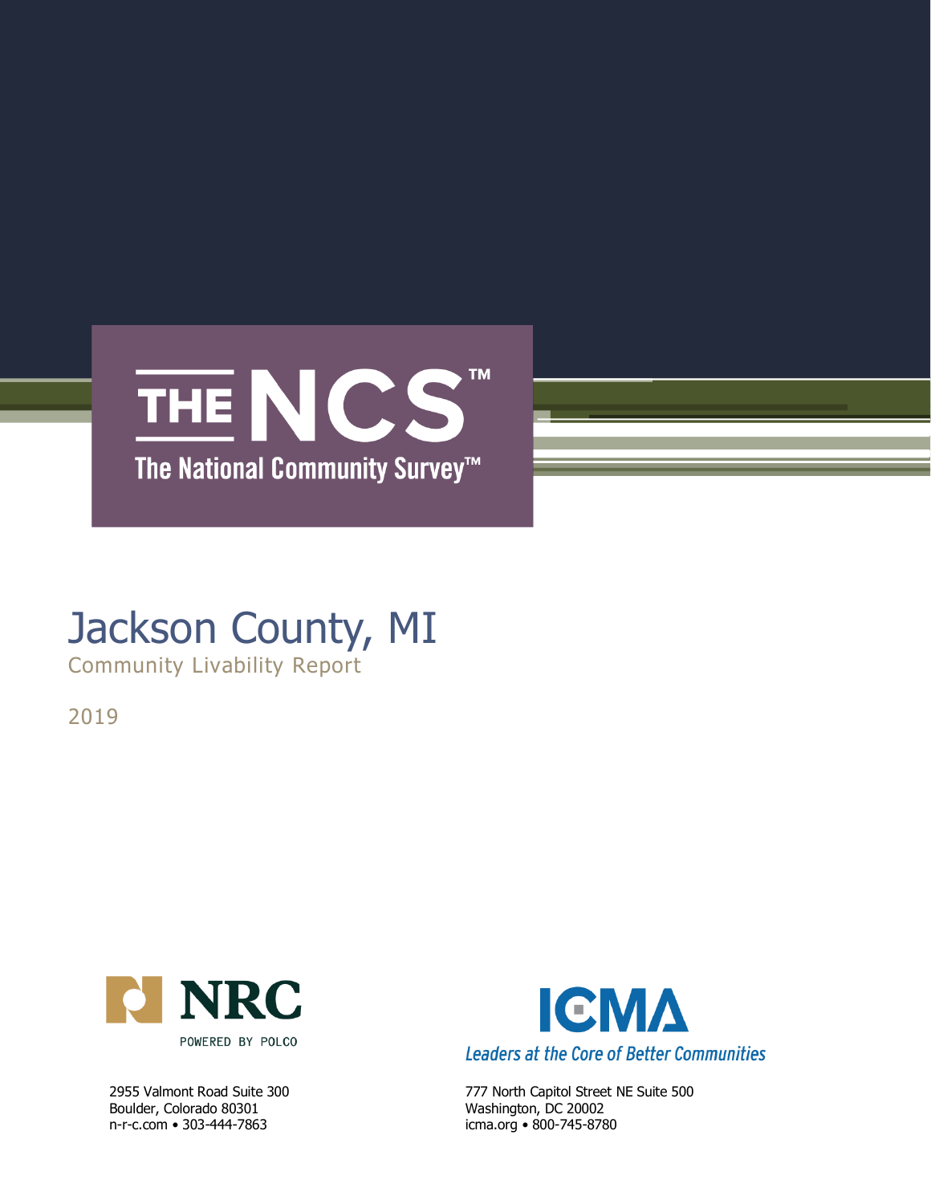THE NCS™

The National Community Survey™

# Jackson County, MI

## Community Livability Report

2019

NRC

POWERED BY POLCO

2955 Valmont Road Suite 300
Boulder, Colorado 80301
n-r-c.com • 303-444-7863

ICMA

*Leaders at the Core of Better Communities*

777 North Capitol Street NE Suite 500
Washington, DC 20002
icma.org • 800-745-8780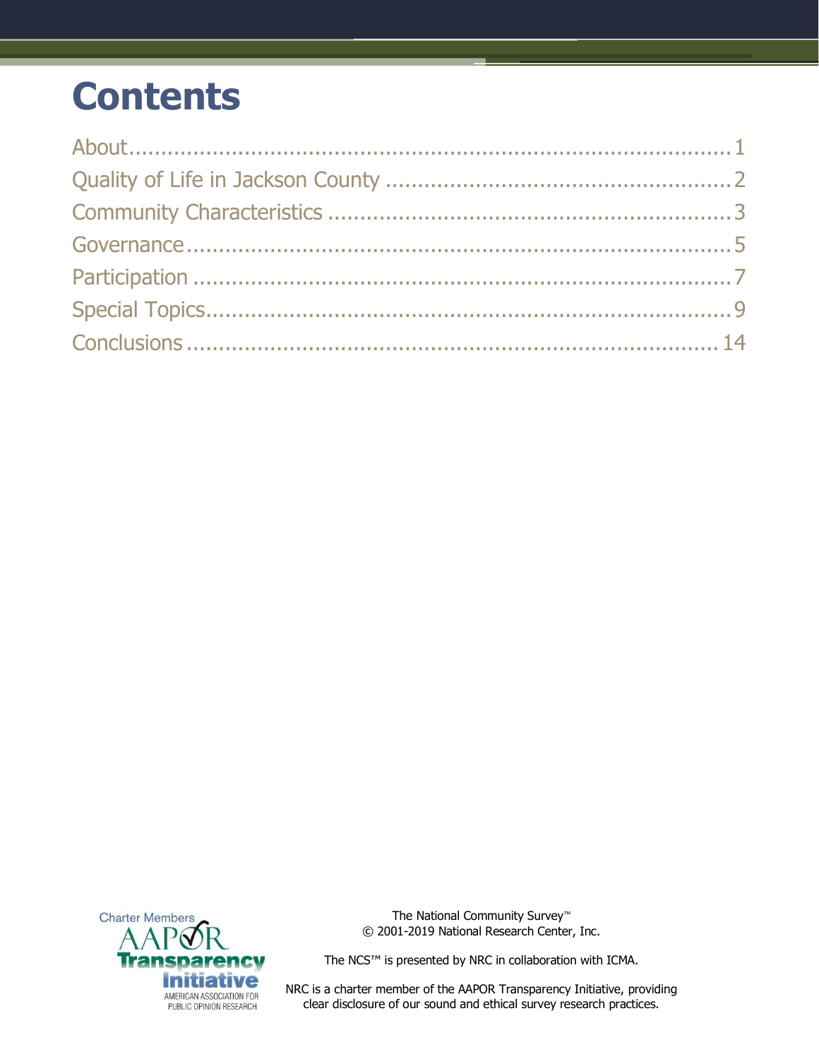# Contents

About....................................................................................1
Quality of Life in Jackson County .....................................................2
Community Characteristics ..............................................................3
Governance..........................................................................................5
Participation .........................................................................................7
Special Topics.......................................................................................9
Conclusions ........................................................................................14

The National Community Survey™
© 2001-2019 National Research Center, Inc.

The NCS™ is presented by NRC in collaboration with ICMA.

NRC is a charter member of the AAPOR Transparency Initiative, providing clear disclosure of our sound and ethical survey research practices.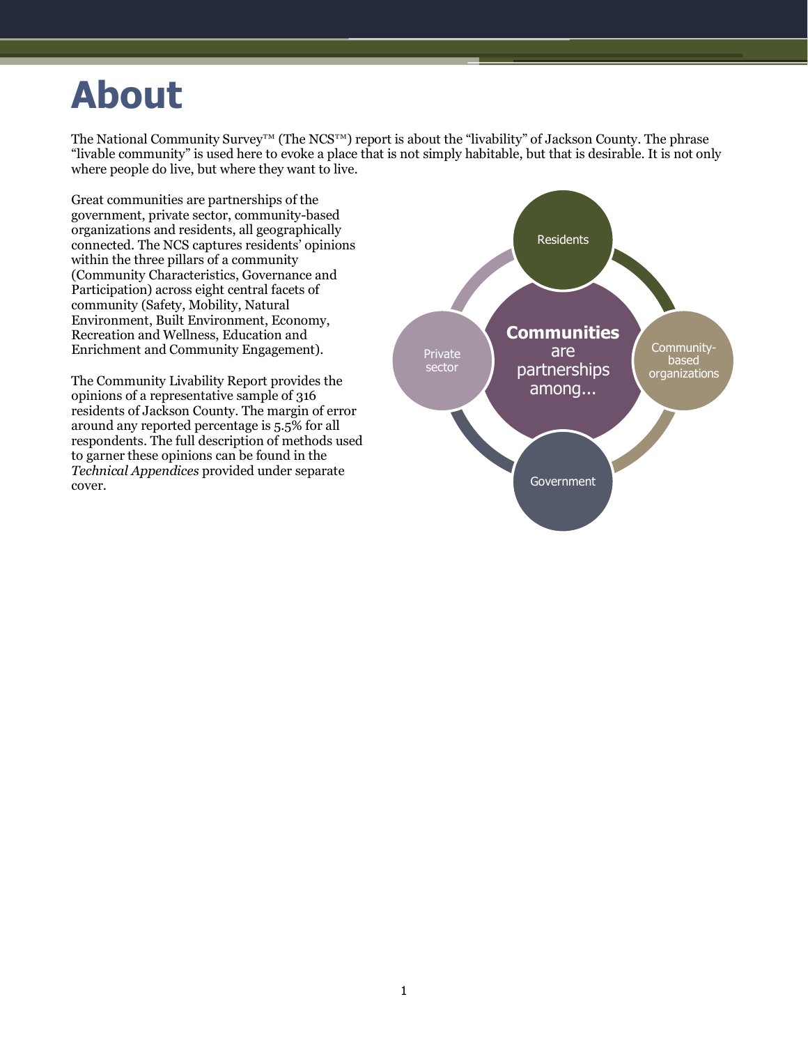# About

The National Community Survey™ (The NCS™) report is about the "livability" of Jackson County. The phrase "livable community" is used here to evoke a place that is not simply habitable, but that is desirable. It is not only where people do live, but where they want to live.

Great communities are partnerships of the government, private sector, community-based organizations and residents, all geographically connected. The NCS captures residents' opinions within the three pillars of a community (Community Characteristics, Governance and Participation) across eight central facets of community (Safety, Mobility, Natural Environment, Built Environment, Economy, Recreation and Wellness, Education and Enrichment and Community Engagement).

The Community Livability Report provides the opinions of a representative sample of 316 residents of Jackson County. The margin of error around any reported percentage is 5.5% for all respondents. The full description of methods used to garner these opinions can be found in the *Technical Appendices* provided under separate cover.

**Communities** are partnerships among...

- Residents
- Community-based organizations
- Government
- Private sector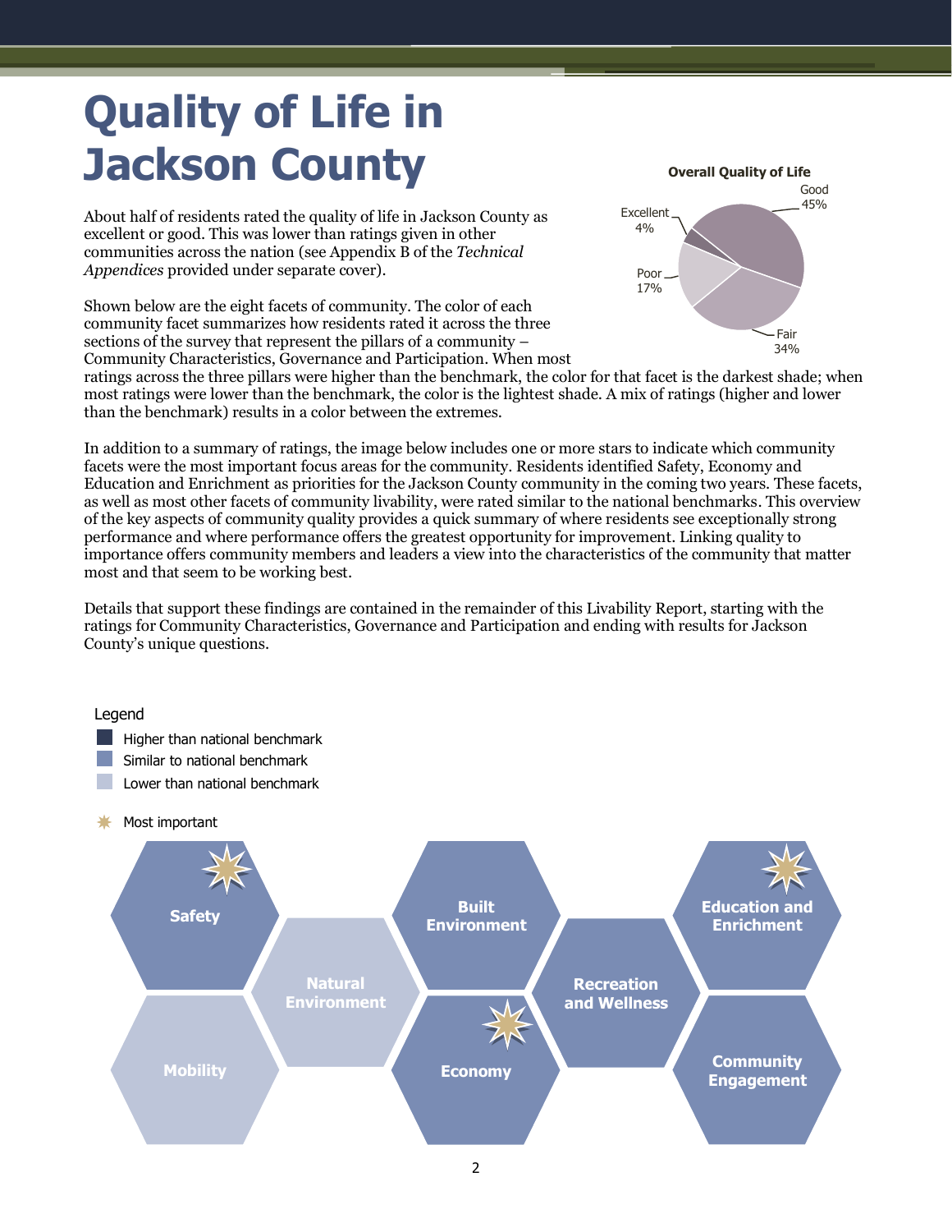# Quality of Life in Jackson County

About half of residents rated the quality of life in Jackson County as excellent or good. This was lower than ratings given in other communities across the nation (see Appendix B of the *Technical Appendices* provided under separate cover).

**Overall Quality of Life**

| Rating | Percent |
|---|---|
| Excellent | 4% |
| Good | 45% |
| Fair | 34% |
| Poor | 17% |

Shown below are the eight facets of community. The color of each community facet summarizes how residents rated it across the three sections of the survey that represent the pillars of a community – Community Characteristics, Governance and Participation. When most ratings across the three pillars were higher than the benchmark, the color for that facet is the darkest shade; when most ratings were lower than the benchmark, the color is the lightest shade. A mix of ratings (higher and lower than the benchmark) results in a color between the extremes.

In addition to a summary of ratings, the image below includes one or more stars to indicate which community facets were the most important focus areas for the community. Residents identified Safety, Economy and Education and Enrichment as priorities for the Jackson County community in the coming two years. These facets, as well as most other facets of community livability, were rated similar to the national benchmarks. This overview of the key aspects of community quality provides a quick summary of where residents see exceptionally strong performance and where performance offers the greatest opportunity for improvement. Linking quality to importance offers community members and leaders a view into the characteristics of the community that matter most and that seem to be working best.

Details that support these findings are contained in the remainder of this Livability Report, starting with the ratings for Community Characteristics, Governance and Participation and ending with results for Jackson County's unique questions.

Legend
- Higher than national benchmark
- Similar to national benchmark
- Lower than national benchmark
- Most important

| Facet | Rating | Most important |
|---|---|---|
| Safety | Similar to national benchmark | ✷ |
| Mobility | Lower than national benchmark | |
| Natural Environment | Lower than national benchmark | |
| Built Environment | Similar to national benchmark | |
| Economy | Similar to national benchmark | ✷ |
| Recreation and Wellness | Similar to national benchmark | |
| Education and Enrichment | Similar to national benchmark | ✷ |
| Community Engagement | Similar to national benchmark | |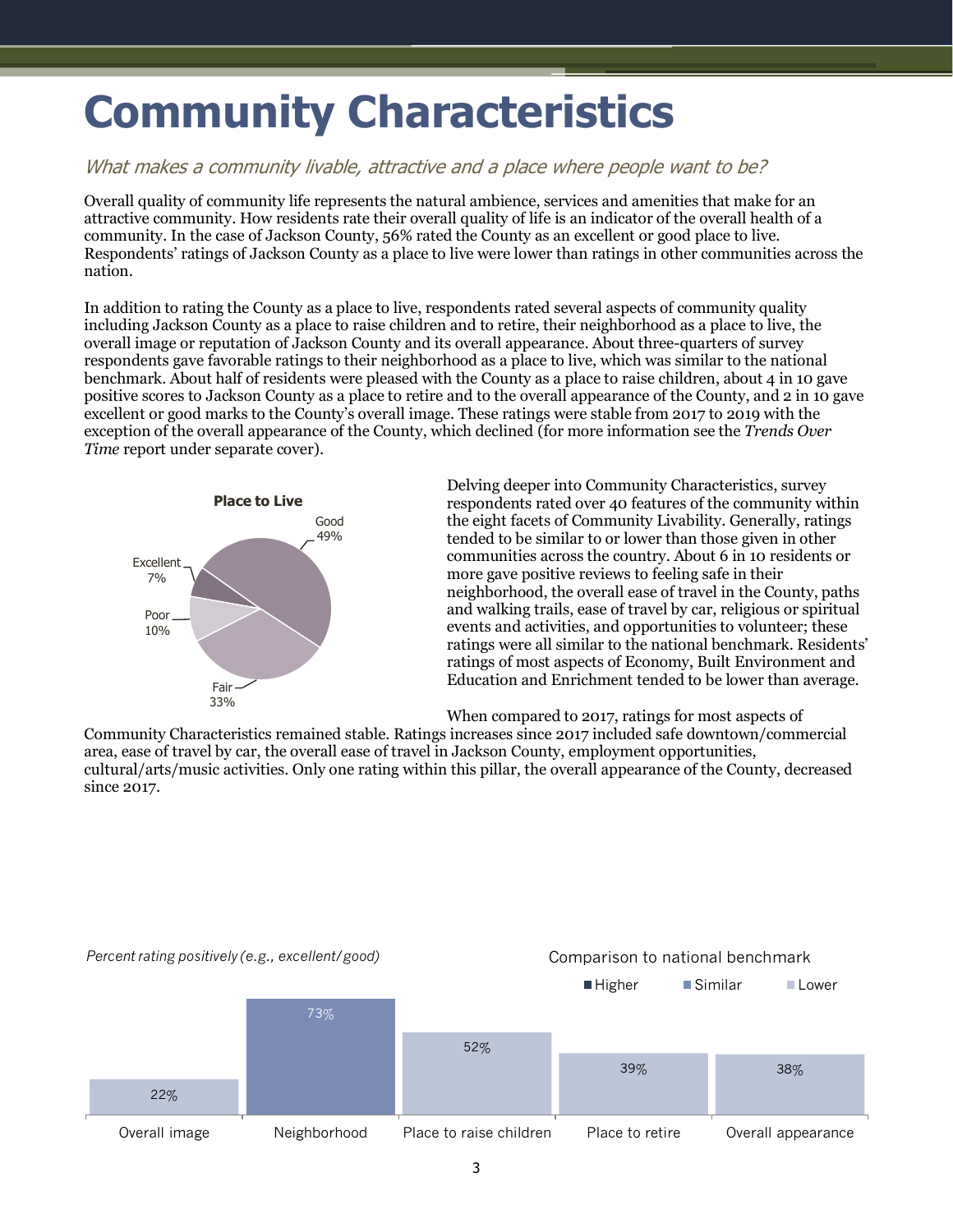# Community Characteristics

*What makes a community livable, attractive and a place where people want to be?*

Overall quality of community life represents the natural ambience, services and amenities that make for an attractive community. How residents rate their overall quality of life is an indicator of the overall health of a community. In the case of Jackson County, 56% rated the County as an excellent or good place to live. Respondents' ratings of Jackson County as a place to live were lower than ratings in other communities across the nation.

In addition to rating the County as a place to live, respondents rated several aspects of community quality including Jackson County as a place to raise children and to retire, their neighborhood as a place to live, the overall image or reputation of Jackson County and its overall appearance. About three-quarters of survey respondents gave favorable ratings to their neighborhood as a place to live, which was similar to the national benchmark. About half of residents were pleased with the County as a place to raise children, about 4 in 10 gave positive scores to Jackson County as a place to retire and to the overall appearance of the County, and 2 in 10 gave excellent or good marks to the County's overall image. These ratings were stable from 2017 to 2019 with the exception of the overall appearance of the County, which declined (for more information see the *Trends Over Time* report under separate cover).

**Place to Live**

| Rating | Percent |
|---|---|
| Excellent | 7% |
| Good | 49% |
| Fair | 33% |
| Poor | 10% |

Delving deeper into Community Characteristics, survey respondents rated over 40 features of the community within the eight facets of Community Livability. Generally, ratings tended to be similar to or lower than those given in other communities across the country. About 6 in 10 residents or more gave positive reviews to feeling safe in their neighborhood, the overall ease of travel in the County, paths and walking trails, ease of travel by car, religious or spiritual events and activities, and opportunities to volunteer; these ratings were all similar to the national benchmark. Residents' ratings of most aspects of Economy, Built Environment and Education and Enrichment tended to be lower than average.

When compared to 2017, ratings for most aspects of Community Characteristics remained stable. Ratings increases since 2017 included safe downtown/commercial area, ease of travel by car, the overall ease of travel in Jackson County, employment opportunities, cultural/arts/music activities. Only one rating within this pillar, the overall appearance of the County, decreased since 2017.

*Percent rating positively (e.g., excellent/good)*

Comparison to national benchmark: Higher / Similar / Lower

| Item | Percent rating positively | Comparison to national benchmark |
|---|---|---|
| Overall image | 22% | Lower |
| Neighborhood | 73% | Similar |
| Place to raise children | 52% | Lower |
| Place to retire | 39% | Lower |
| Overall appearance | 38% | Lower |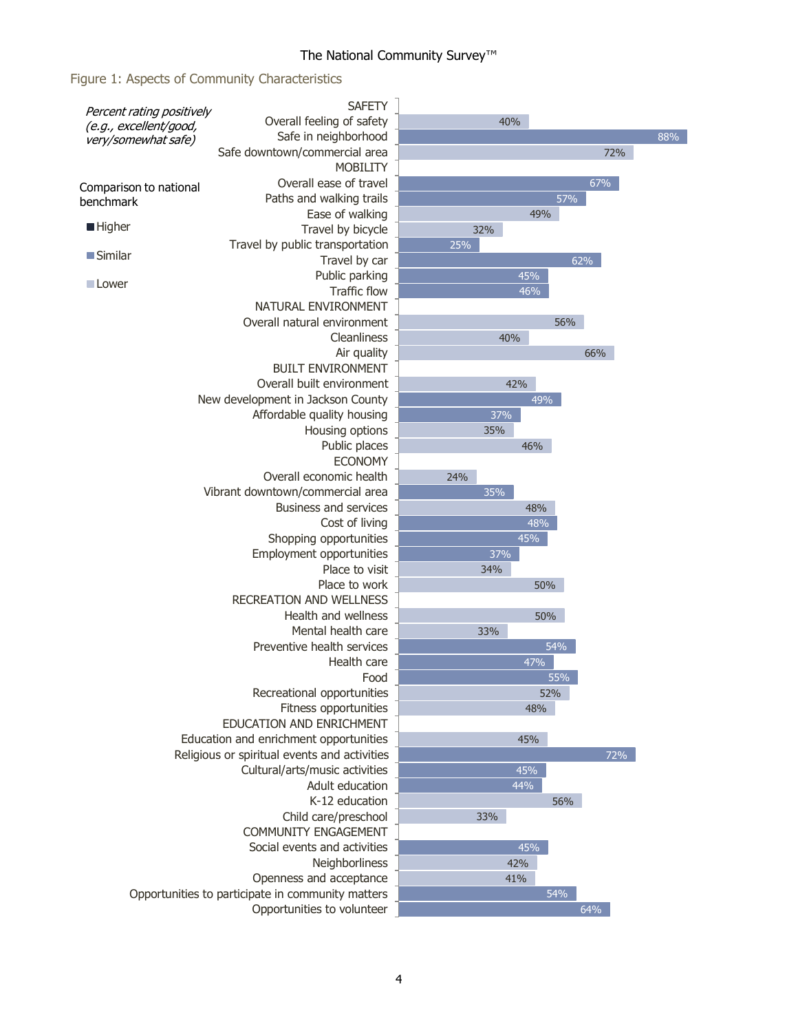## Figure 1: Aspects of Community Characteristics

*Percent rating positively (e.g., excellent/good, very/somewhat safe)*

Comparison to national benchmark: Higher / Similar / Lower

| Category / Item | Percent | Comparison to national benchmark |
|---|---|---|
| **SAFETY** | | |
| Overall feeling of safety | 40% | Lower |
| Safe in neighborhood | 88% | Similar |
| Safe downtown/commercial area | 72% | Lower |
| **MOBILITY** | | |
| Overall ease of travel | 67% | Similar |
| Paths and walking trails | 57% | Similar |
| Ease of walking | 49% | Lower |
| Travel by bicycle | 32% | Lower |
| Travel by public transportation | 25% | Similar |
| Travel by car | 62% | Similar |
| Public parking | 45% | Similar |
| Traffic flow | 46% | Similar |
| **NATURAL ENVIRONMENT** | | |
| Overall natural environment | 56% | Lower |
| Cleanliness | 40% | Lower |
| Air quality | 66% | Lower |
| **BUILT ENVIRONMENT** | | |
| Overall built environment | 42% | Lower |
| New development in Jackson County | 49% | Similar |
| Affordable quality housing | 37% | Similar |
| Housing options | 35% | Lower |
| Public places | 46% | Lower |
| **ECONOMY** | | |
| Overall economic health | 24% | Lower |
| Vibrant downtown/commercial area | 35% | Similar |
| Business and services | 48% | Lower |
| Cost of living | 48% | Similar |
| Shopping opportunities | 45% | Similar |
| Employment opportunities | 37% | Similar |
| Place to visit | 34% | Lower |
| Place to work | 50% | Lower |
| **RECREATION AND WELLNESS** | | |
| Health and wellness | 50% | Lower |
| Mental health care | 33% | Lower |
| Preventive health services | 54% | Similar |
| Health care | 47% | Similar |
| Food | 55% | Similar |
| Recreational opportunities | 52% | Lower |
| Fitness opportunities | 48% | Lower |
| **EDUCATION AND ENRICHMENT** | | |
| Education and enrichment opportunities | 45% | Lower |
| Religious or spiritual events and activities | 72% | Similar |
| Cultural/arts/music activities | 45% | Similar |
| Adult education | 44% | Similar |
| K-12 education | 56% | Lower |
| Child care/preschool | 33% | Lower |
| **COMMUNITY ENGAGEMENT** | | |
| Social events and activities | 45% | Similar |
| Neighborliness | 42% | Lower |
| Openness and acceptance | 41% | Lower |
| Opportunities to participate in community matters | 54% | Similar |
| Opportunities to volunteer | 64% | Similar |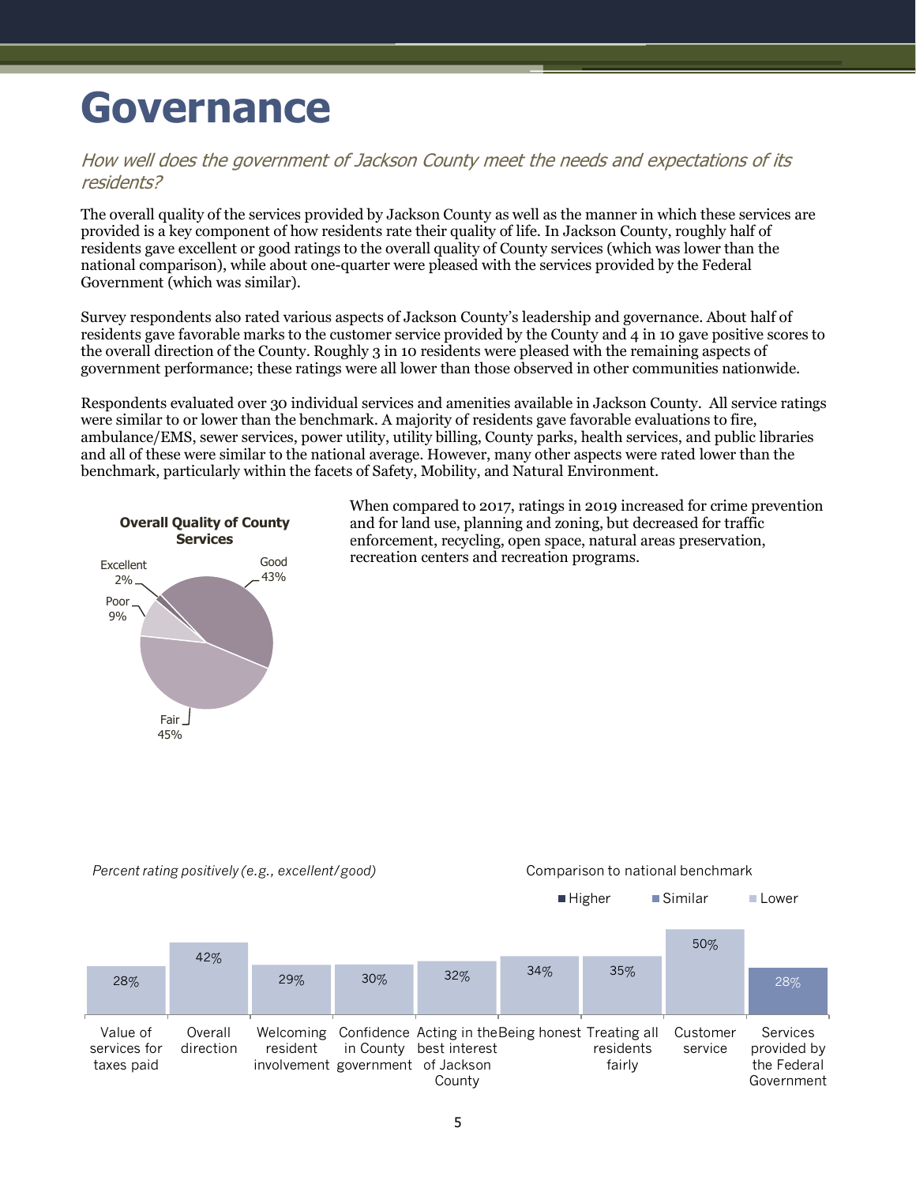# Governance

*How well does the government of Jackson County meet the needs and expectations of its residents?*

The overall quality of the services provided by Jackson County as well as the manner in which these services are provided is a key component of how residents rate their quality of life. In Jackson County, roughly half of residents gave excellent or good ratings to the overall quality of County services (which was lower than the national comparison), while about one-quarter were pleased with the services provided by the Federal Government (which was similar).

Survey respondents also rated various aspects of Jackson County's leadership and governance. About half of residents gave favorable marks to the customer service provided by the County and 4 in 10 gave positive scores to the overall direction of the County. Roughly 3 in 10 residents were pleased with the remaining aspects of government performance; these ratings were all lower than those observed in other communities nationwide.

Respondents evaluated over 30 individual services and amenities available in Jackson County. All service ratings were similar to or lower than the benchmark. A majority of residents gave favorable evaluations to fire, ambulance/EMS, sewer services, power utility, utility billing, County parks, health services, and public libraries and all of these were similar to the national average. However, many other aspects were rated lower than the benchmark, particularly within the facets of Safety, Mobility, and Natural Environment.

When compared to 2017, ratings in 2019 increased for crime prevention and for land use, planning and zoning, but decreased for traffic enforcement, recycling, open space, natural areas preservation, recreation centers and recreation programs.

**Overall Quality of County Services**

| Rating | Percent |
|---|---|
| Excellent | 2% |
| Good | 43% |
| Fair | 45% |
| Poor | 9% |

*Percent rating positively (e.g., excellent/good)*

Comparison to national benchmark: Higher / Similar / Lower

| Item | Percent | Comparison |
|---|---|---|
| Value of services for taxes paid | 28% | Lower |
| Overall direction | 42% | Lower |
| Welcoming resident involvement | 29% | Lower |
| Confidence in County government | 30% | Lower |
| Acting in the best interest of Jackson County | 32% | Lower |
| Being honest | 34% | Lower |
| Treating all residents fairly | 35% | Lower |
| Customer service | 50% | Lower |
| Services provided by the Federal Government | 28% | Similar |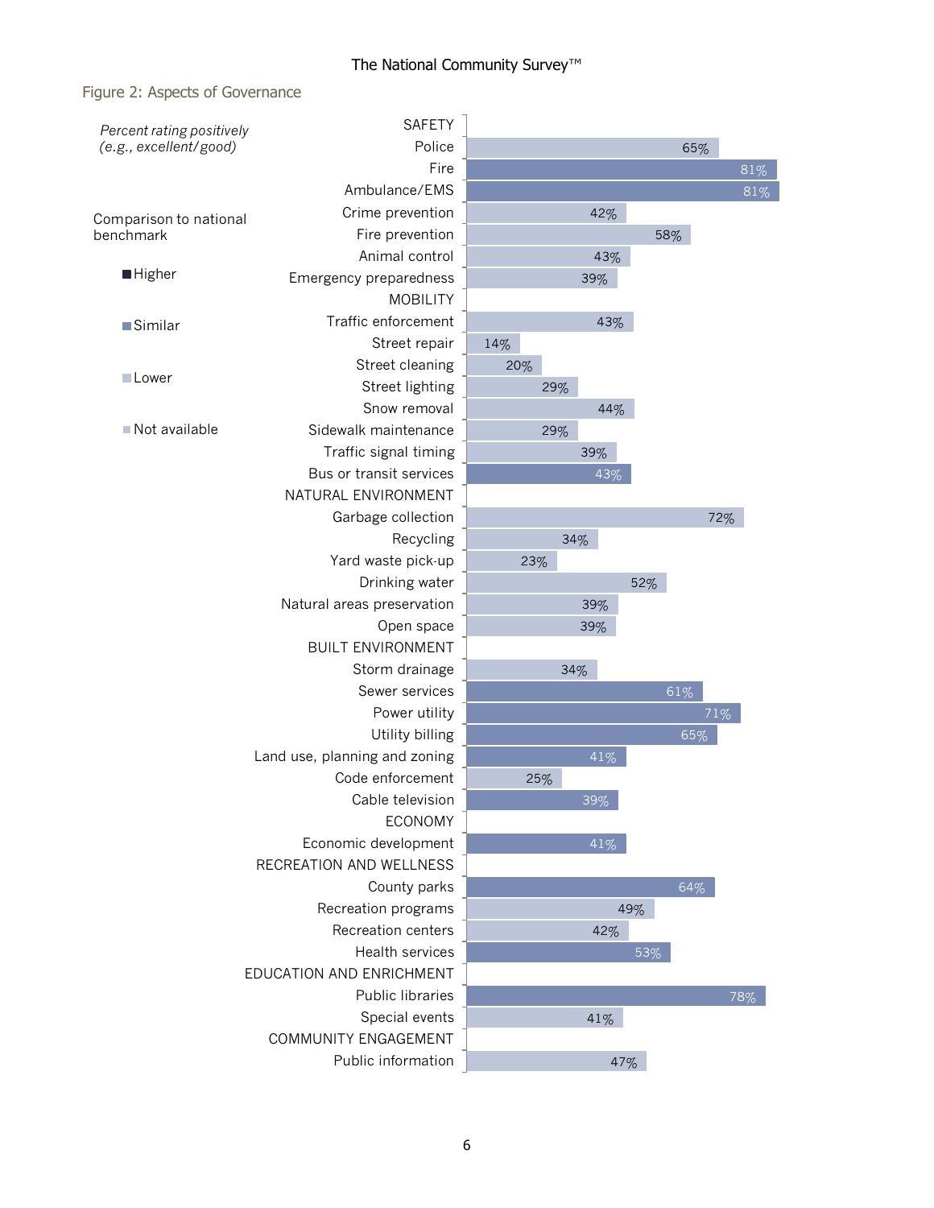## Figure 2: Aspects of Governance

*Percent rating positively (e.g., excellent/good)*

Comparison to national benchmark

- Higher
- Similar
- Lower
- Not available

| Category | Percent | Comparison |
|---|---|---|
| **SAFETY** | | |
| Police | 65% | Lower |
| Fire | 81% | Similar |
| Ambulance/EMS | 81% | Similar |
| Crime prevention | 42% | Lower |
| Fire prevention | 58% | Lower |
| Animal control | 43% | Lower |
| Emergency preparedness | 39% | Lower |
| **MOBILITY** | | |
| Traffic enforcement | 43% | Lower |
| Street repair | 14% | Lower |
| Street cleaning | 20% | Lower |
| Street lighting | 29% | Lower |
| Snow removal | 44% | Lower |
| Sidewalk maintenance | 29% | Lower |
| Traffic signal timing | 39% | Lower |
| Bus or transit services | 43% | Similar |
| **NATURAL ENVIRONMENT** | | |
| Garbage collection | 72% | Lower |
| Recycling | 34% | Lower |
| Yard waste pick-up | 23% | Lower |
| Drinking water | 52% | Lower |
| Natural areas preservation | 39% | Lower |
| Open space | 39% | Lower |
| **BUILT ENVIRONMENT** | | |
| Storm drainage | 34% | Lower |
| Sewer services | 61% | Similar |
| Power utility | 71% | Similar |
| Utility billing | 65% | Similar |
| Land use, planning and zoning | 41% | Similar |
| Code enforcement | 25% | Lower |
| Cable television | 39% | Similar |
| **ECONOMY** | | |
| Economic development | 41% | Similar |
| **RECREATION AND WELLNESS** | | |
| County parks | 64% | Similar |
| Recreation programs | 49% | Lower |
| Recreation centers | 42% | Lower |
| Health services | 53% | Similar |
| **EDUCATION AND ENRICHMENT** | | |
| Public libraries | 78% | Similar |
| Special events | 41% | Lower |
| **COMMUNITY ENGAGEMENT** | | |
| Public information | 47% | Lower |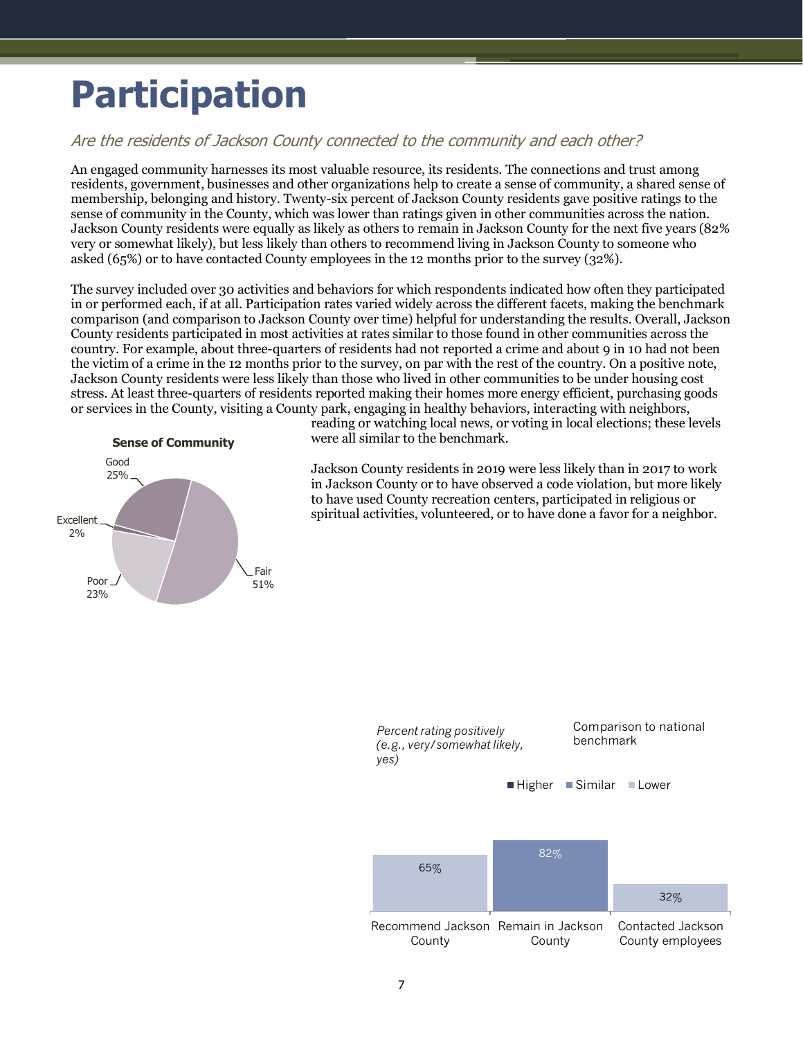# Participation

*Are the residents of Jackson County connected to the community and each other?*

An engaged community harnesses its most valuable resource, its residents. The connections and trust among residents, government, businesses and other organizations help to create a sense of community, a shared sense of membership, belonging and history. Twenty-six percent of Jackson County residents gave positive ratings to the sense of community in the County, which was lower than ratings given in other communities across the nation. Jackson County residents were equally as likely as others to remain in Jackson County for the next five years (82% very or somewhat likely), but less likely than others to recommend living in Jackson County to someone who asked (65%) or to have contacted County employees in the 12 months prior to the survey (32%).

The survey included over 30 activities and behaviors for which respondents indicated how often they participated in or performed each, if at all. Participation rates varied widely across the different facets, making the benchmark comparison (and comparison to Jackson County over time) helpful for understanding the results. Overall, Jackson County residents participated in most activities at rates similar to those found in other communities across the country. For example, about three-quarters of residents had not reported a crime and about 9 in 10 had not been the victim of a crime in the 12 months prior to the survey, on par with the rest of the country. On a positive note, Jackson County residents were less likely than those who lived in other communities to be under housing cost stress. At least three-quarters of residents reported making their homes more energy efficient, purchasing goods or services in the County, visiting a County park, engaging in healthy behaviors, interacting with neighbors, reading or watching local news, or voting in local elections; these levels were all similar to the benchmark.

Jackson County residents in 2019 were less likely than in 2017 to work in Jackson County or to have observed a code violation, but more likely to have used County recreation centers, participated in religious or spiritual activities, volunteered, or to have done a favor for a neighbor.

**Sense of Community**

| Rating | Percent |
|---|---|
| Excellent | 2% |
| Good | 25% |
| Fair | 51% |
| Poor | 23% |

*Percent rating positively (e.g., very/somewhat likely, yes)*

Comparison to national benchmark: Higher / Similar / Lower

| Item | Percent | Comparison to national benchmark |
|---|---|---|
| Recommend Jackson County | 65% | Lower |
| Remain in Jackson County | 82% | Similar |
| Contacted Jackson County employees | 32% | Lower |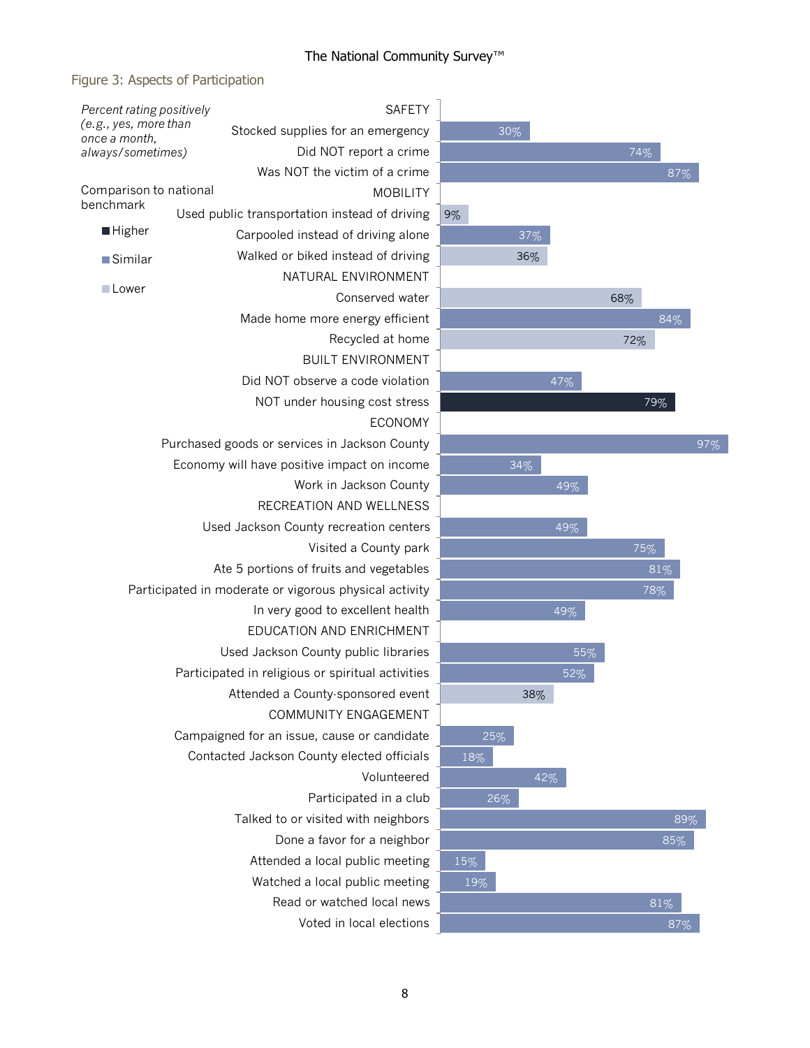## Figure 3: Aspects of Participation

*Percent rating positively (e.g., yes, more than once a month, always/sometimes)*

Comparison to national benchmark: Higher / Similar / Lower

| Category / Item | Percent | Comparison to national benchmark |
|---|---|---|
| **SAFETY** | | |
| Stocked supplies for an emergency | 30% | Similar |
| Did NOT report a crime | 74% | Similar |
| Was NOT the victim of a crime | 87% | Similar |
| **MOBILITY** | | |
| Used public transportation instead of driving | 9% | Lower |
| Carpooled instead of driving alone | 37% | Similar |
| Walked or biked instead of driving | 36% | Lower |
| **NATURAL ENVIRONMENT** | | |
| Conserved water | 68% | Lower |
| Made home more energy efficient | 84% | Similar |
| Recycled at home | 72% | Lower |
| **BUILT ENVIRONMENT** | | |
| Did NOT observe a code violation | 47% | Similar |
| NOT under housing cost stress | 79% | Higher |
| **ECONOMY** | | |
| Purchased goods or services in Jackson County | 97% | Similar |
| Economy will have positive impact on income | 34% | Similar |
| Work in Jackson County | 49% | Similar |
| **RECREATION AND WELLNESS** | | |
| Used Jackson County recreation centers | 49% | Similar |
| Visited a County park | 75% | Similar |
| Ate 5 portions of fruits and vegetables | 81% | Similar |
| Participated in moderate or vigorous physical activity | 78% | Similar |
| In very good to excellent health | 49% | Similar |
| **EDUCATION AND ENRICHMENT** | | |
| Used Jackson County public libraries | 55% | Similar |
| Participated in religious or spiritual activities | 52% | Similar |
| Attended a County-sponsored event | 38% | Lower |
| **COMMUNITY ENGAGEMENT** | | |
| Campaigned for an issue, cause or candidate | 25% | Similar |
| Contacted Jackson County elected officials | 18% | Similar |
| Volunteered | 42% | Similar |
| Participated in a club | 26% | Similar |
| Talked to or visited with neighbors | 89% | Similar |
| Done a favor for a neighbor | 85% | Similar |
| Attended a local public meeting | 15% | Similar |
| Watched a local public meeting | 19% | Similar |
| Read or watched local news | 81% | Similar |
| Voted in local elections | 87% | Similar |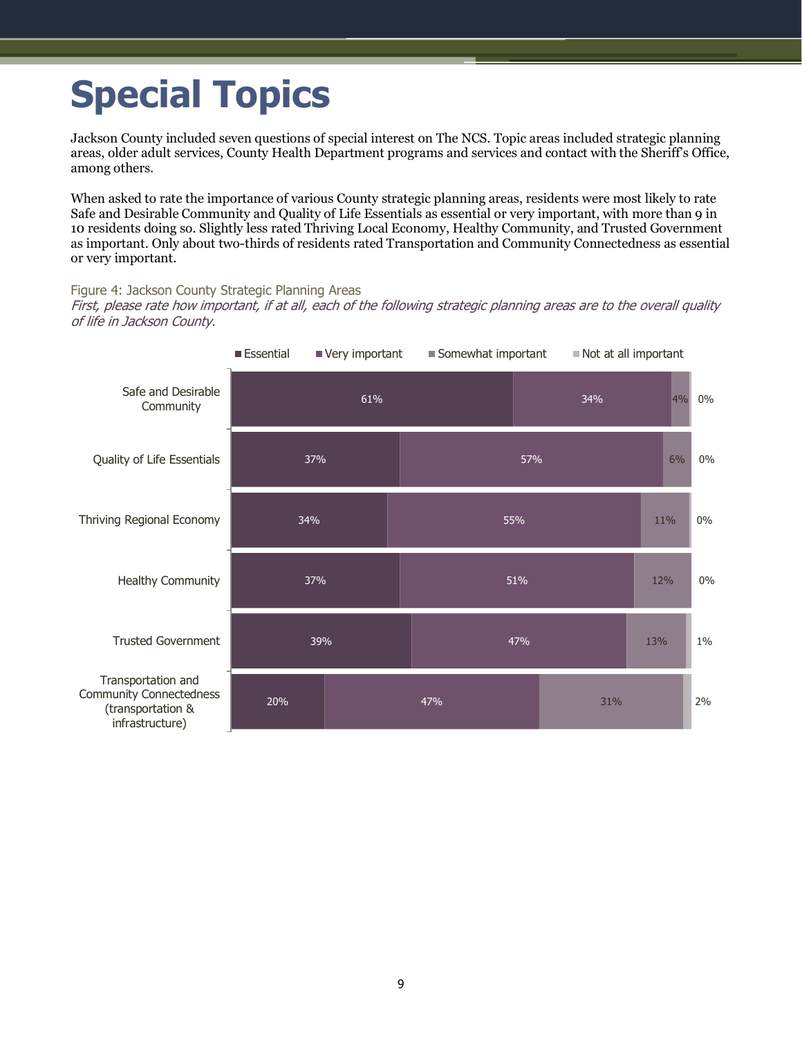# Special Topics

Jackson County included seven questions of special interest on The NCS. Topic areas included strategic planning areas, older adult services, County Health Department programs and services and contact with the Sheriff's Office, among others.

When asked to rate the importance of various County strategic planning areas, residents were most likely to rate Safe and Desirable Community and Quality of Life Essentials as essential or very important, with more than 9 in 10 residents doing so. Slightly less rated Thriving Local Economy, Healthy Community, and Trusted Government as important. Only about two-thirds of residents rated Transportation and Community Connectedness as essential or very important.

Figure 4: Jackson County Strategic Planning Areas

*First, please rate how important, if at all, each of the following strategic planning areas are to the overall quality of life in Jackson County.*

| | Essential | Very important | Somewhat important | Not at all important |
|---|---|---|---|---|
| Safe and Desirable Community | 61% | 34% | 4% | 0% |
| Quality of Life Essentials | 37% | 57% | 6% | 0% |
| Thriving Regional Economy | 34% | 55% | 11% | 0% |
| Healthy Community | 37% | 51% | 12% | 0% |
| Trusted Government | 39% | 47% | 13% | 1% |
| Transportation and Community Connectedness (transportation & infrastructure) | 20% | 47% | 31% | 2% |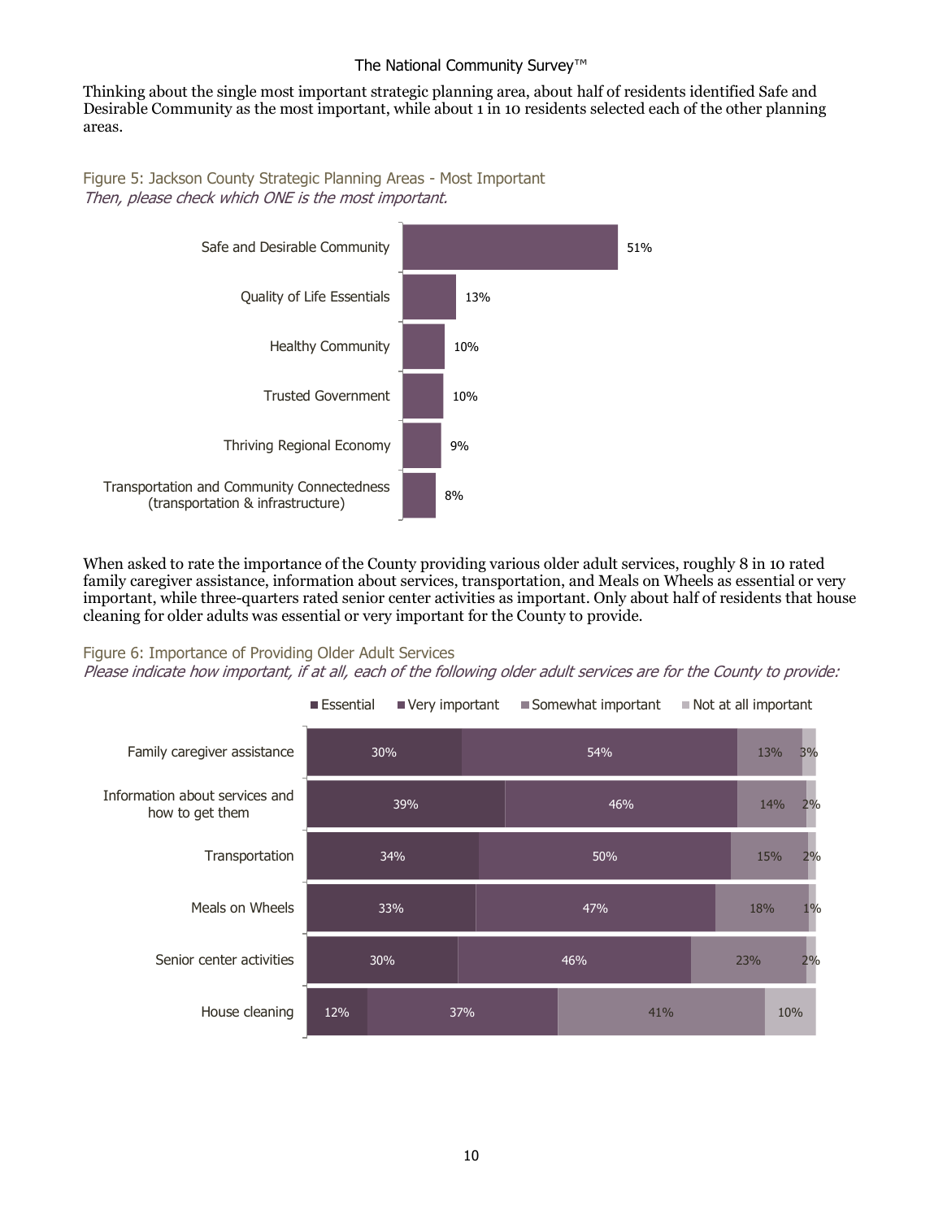Thinking about the single most important strategic planning area, about half of residents identified Safe and Desirable Community as the most important, while about 1 in 10 residents selected each of the other planning areas.

Figure 5: Jackson County Strategic Planning Areas - Most Important
*Then, please check which ONE is the most important.*

| Strategic Planning Area | Percent |
|---|---|
| Safe and Desirable Community | 51% |
| Quality of Life Essentials | 13% |
| Healthy Community | 10% |
| Trusted Government | 10% |
| Thriving Regional Economy | 9% |
| Transportation and Community Connectedness (transportation & infrastructure) | 8% |

When asked to rate the importance of the County providing various older adult services, roughly 8 in 10 rated family caregiver assistance, information about services, transportation, and Meals on Wheels as essential or very important, while three-quarters rated senior center activities as important. Only about half of residents that house cleaning for older adults was essential or very important for the County to provide.

Figure 6: Importance of Providing Older Adult Services
*Please indicate how important, if at all, each of the following older adult services are for the County to provide:*

| Service | Essential | Very important | Somewhat important | Not at all important |
|---|---|---|---|---|
| Family caregiver assistance | 30% | 54% | 13% | 3% |
| Information about services and how to get them | 39% | 46% | 14% | 2% |
| Transportation | 34% | 50% | 15% | 2% |
| Meals on Wheels | 33% | 47% | 18% | 1% |
| Senior center activities | 30% | 46% | 23% | 2% |
| House cleaning | 12% | 37% | 41% | 10% |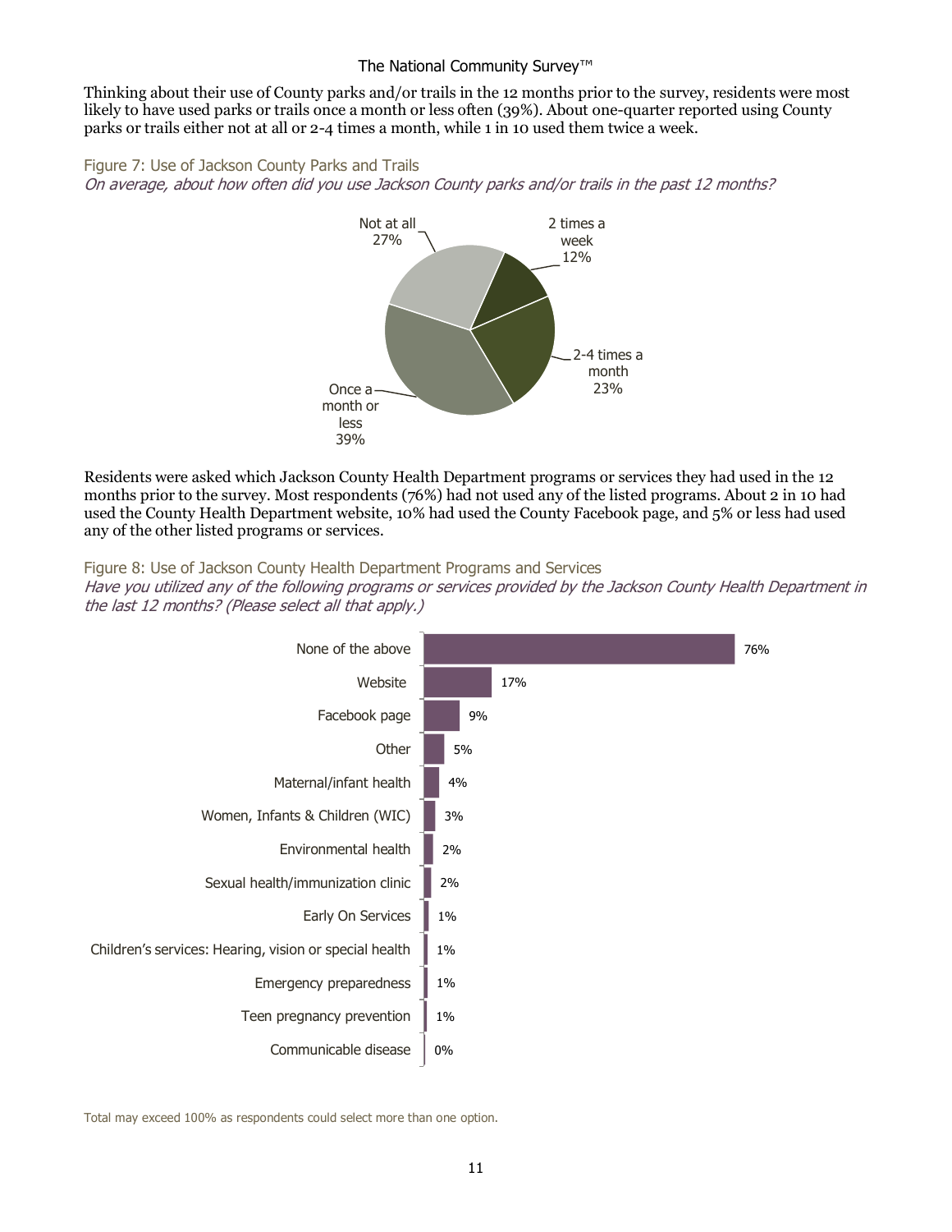Thinking about their use of County parks and/or trails in the 12 months prior to the survey, residents were most likely to have used parks or trails once a month or less often (39%). About one-quarter reported using County parks or trails either not at all or 2-4 times a month, while 1 in 10 used them twice a week.

Figure 7: Use of Jackson County Parks and Trails

*On average, about how often did you use Jackson County parks and/or trails in the past 12 months?*

| Response | Percent |
|---|---|
| Not at all | 27% |
| 2 times a week | 12% |
| 2-4 times a month | 23% |
| Once a month or less | 39% |

Residents were asked which Jackson County Health Department programs or services they had used in the 12 months prior to the survey. Most respondents (76%) had not used any of the listed programs. About 2 in 10 had used the County Health Department website, 10% had used the County Facebook page, and 5% or less had used any of the other listed programs or services.

Figure 8: Use of Jackson County Health Department Programs and Services

*Have you utilized any of the following programs or services provided by the Jackson County Health Department in the last 12 months? (Please select all that apply.)*

| Program/Service | Percent |
|---|---|
| None of the above | 76% |
| Website | 17% |
| Facebook page | 9% |
| Other | 5% |
| Maternal/infant health | 4% |
| Women, Infants & Children (WIC) | 3% |
| Environmental health | 2% |
| Sexual health/immunization clinic | 2% |
| Early On Services | 1% |
| Children's services: Hearing, vision or special health | 1% |
| Emergency preparedness | 1% |
| Teen pregnancy prevention | 1% |
| Communicable disease | 0% |

Total may exceed 100% as respondents could select more than one option.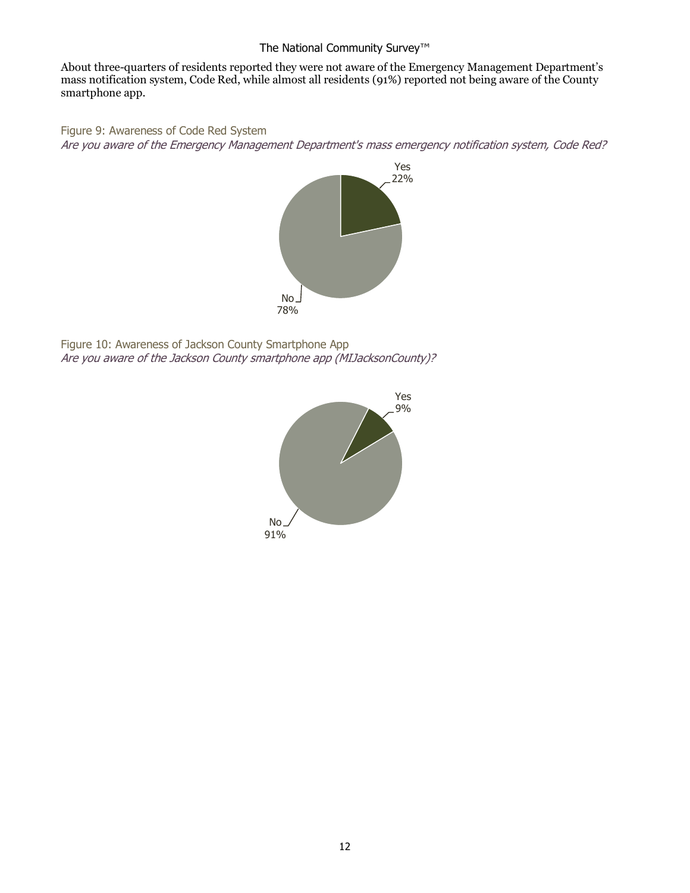About three-quarters of residents reported they were not aware of the Emergency Management Department's mass notification system, Code Red, while almost all residents (91%) reported not being aware of the County smartphone app.

Figure 9: Awareness of Code Red System

*Are you aware of the Emergency Management Department's mass emergency notification system, Code Red?*

| Response | Percent |
|---|---|
| Yes | 22% |
| No | 78% |

Figure 10: Awareness of Jackson County Smartphone App

*Are you aware of the Jackson County smartphone app (MIJacksonCounty)?*

| Response | Percent |
|---|---|
| Yes | 9% |
| No | 91% |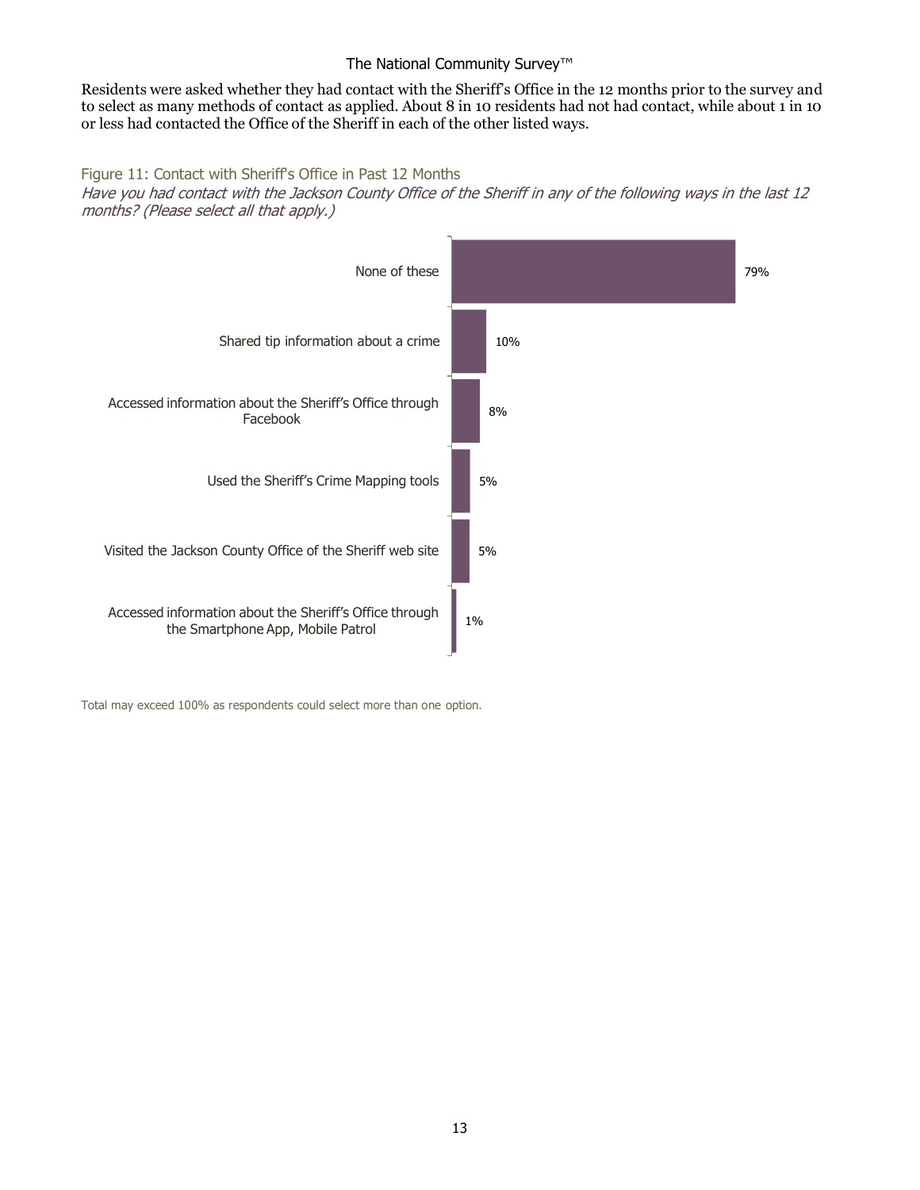Residents were asked whether they had contact with the Sheriff's Office in the 12 months prior to the survey and to select as many methods of contact as applied. About 8 in 10 residents had not had contact, while about 1 in 10 or less had contacted the Office of the Sheriff in each of the other listed ways.

Figure 11: Contact with Sheriff's Office in Past 12 Months

*Have you had contact with the Jackson County Office of the Sheriff in any of the following ways in the last 12 months? (Please select all that apply.)*

| Response | Percent |
| --- | --- |
| None of these | 79% |
| Shared tip information about a crime | 10% |
| Accessed information about the Sheriff's Office through Facebook | 8% |
| Used the Sheriff's Crime Mapping tools | 5% |
| Visited the Jackson County Office of the Sheriff web site | 5% |
| Accessed information about the Sheriff's Office through the Smartphone App, Mobile Patrol | 1% |

Total may exceed 100% as respondents could select more than one option.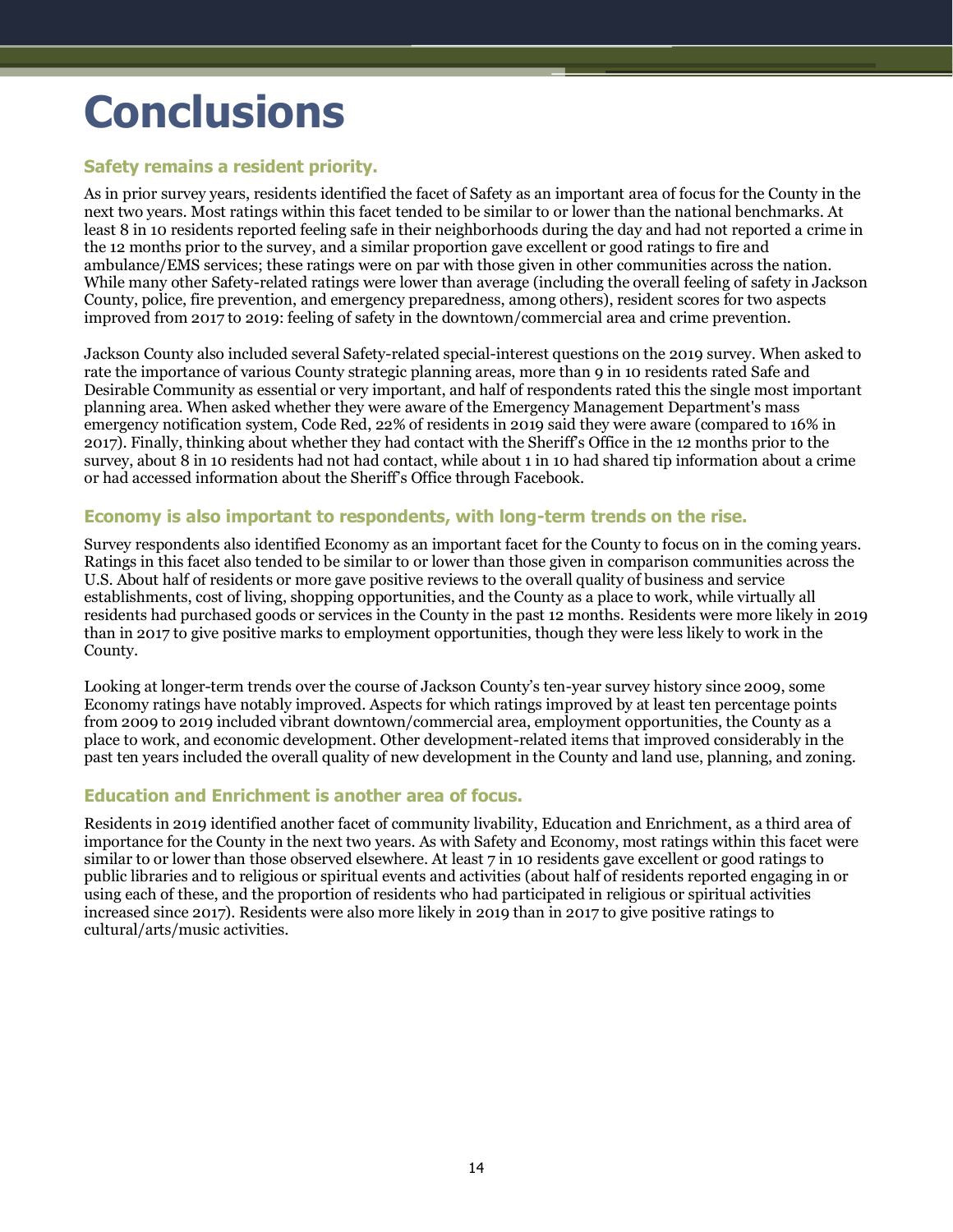# Conclusions

## Safety remains a resident priority.

As in prior survey years, residents identified the facet of Safety as an important area of focus for the County in the next two years. Most ratings within this facet tended to be similar to or lower than the national benchmarks. At least 8 in 10 residents reported feeling safe in their neighborhoods during the day and had not reported a crime in the 12 months prior to the survey, and a similar proportion gave excellent or good ratings to fire and ambulance/EMS services; these ratings were on par with those given in other communities across the nation. While many other Safety-related ratings were lower than average (including the overall feeling of safety in Jackson County, police, fire prevention, and emergency preparedness, among others), resident scores for two aspects improved from 2017 to 2019: feeling of safety in the downtown/commercial area and crime prevention.

Jackson County also included several Safety-related special-interest questions on the 2019 survey. When asked to rate the importance of various County strategic planning areas, more than 9 in 10 residents rated Safe and Desirable Community as essential or very important, and half of respondents rated this the single most important planning area. When asked whether they were aware of the Emergency Management Department's mass emergency notification system, Code Red, 22% of residents in 2019 said they were aware (compared to 16% in 2017). Finally, thinking about whether they had contact with the Sheriff's Office in the 12 months prior to the survey, about 8 in 10 residents had not had contact, while about 1 in 10 had shared tip information about a crime or had accessed information about the Sheriff's Office through Facebook.

## Economy is also important to respondents, with long-term trends on the rise.

Survey respondents also identified Economy as an important facet for the County to focus on in the coming years. Ratings in this facet also tended to be similar to or lower than those given in comparison communities across the U.S. About half of residents or more gave positive reviews to the overall quality of business and service establishments, cost of living, shopping opportunities, and the County as a place to work, while virtually all residents had purchased goods or services in the County in the past 12 months. Residents were more likely in 2019 than in 2017 to give positive marks to employment opportunities, though they were less likely to work in the County.

Looking at longer-term trends over the course of Jackson County's ten-year survey history since 2009, some Economy ratings have notably improved. Aspects for which ratings improved by at least ten percentage points from 2009 to 2019 included vibrant downtown/commercial area, employment opportunities, the County as a place to work, and economic development. Other development-related items that improved considerably in the past ten years included the overall quality of new development in the County and land use, planning, and zoning.

## Education and Enrichment is another area of focus.

Residents in 2019 identified another facet of community livability, Education and Enrichment, as a third area of importance for the County in the next two years. As with Safety and Economy, most ratings within this facet were similar to or lower than those observed elsewhere. At least 7 in 10 residents gave excellent or good ratings to public libraries and to religious or spiritual events and activities (about half of residents reported engaging in or using each of these, and the proportion of residents who had participated in religious or spiritual activities increased since 2017). Residents were also more likely in 2019 than in 2017 to give positive ratings to cultural/arts/music activities.